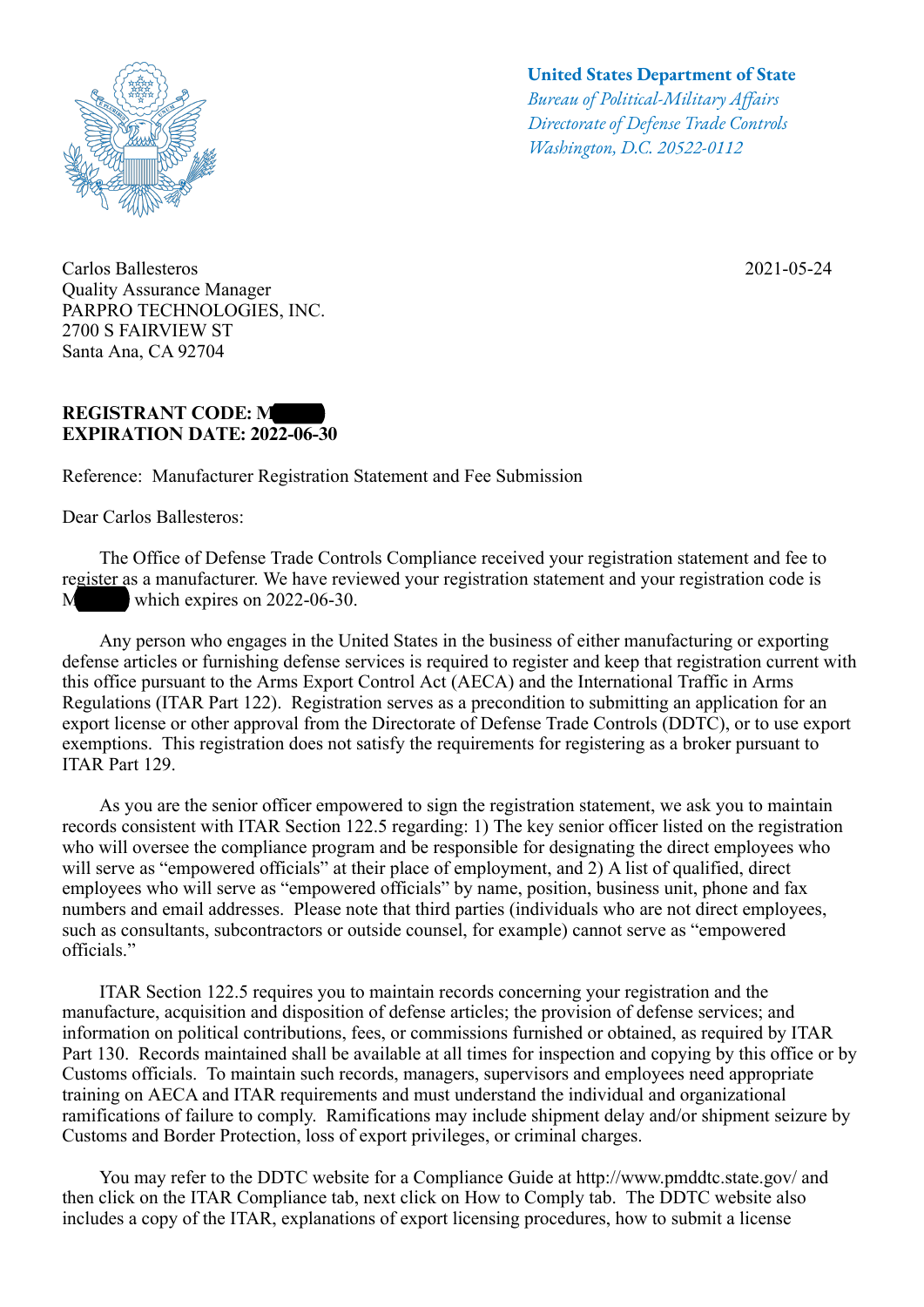United States Department of State
*Bureau of Political-Military Affairs*
*Directorate of Defense Trade Controls*
*Washington, D.C. 20522-0112*

Carlos Ballesteros
Quality Assurance Manager
PARPRO TECHNOLOGIES, INC.
2700 S FAIRVIEW ST
Santa Ana, CA 92704

2021-05-24

**REGISTRANT CODE: M█████**
**EXPIRATION DATE: 2022-06-30**

Reference: Manufacturer Registration Statement and Fee Submission

Dear Carlos Ballesteros:

The Office of Defense Trade Controls Compliance received your registration statement and fee to register as a manufacturer. We have reviewed your registration statement and your registration code is M█████ which expires on 2022-06-30.

Any person who engages in the United States in the business of either manufacturing or exporting defense articles or furnishing defense services is required to register and keep that registration current with this office pursuant to the Arms Export Control Act (AECA) and the International Traffic in Arms Regulations (ITAR Part 122). Registration serves as a precondition to submitting an application for an export license or other approval from the Directorate of Defense Trade Controls (DDTC), or to use export exemptions. This registration does not satisfy the requirements for registering as a broker pursuant to ITAR Part 129.

As you are the senior officer empowered to sign the registration statement, we ask you to maintain records consistent with ITAR Section 122.5 regarding: 1) The key senior officer listed on the registration who will oversee the compliance program and be responsible for designating the direct employees who will serve as "empowered officials" at their place of employment, and 2) A list of qualified, direct employees who will serve as "empowered officials" by name, position, business unit, phone and fax numbers and email addresses. Please note that third parties (individuals who are not direct employees, such as consultants, subcontractors or outside counsel, for example) cannot serve as "empowered officials."

ITAR Section 122.5 requires you to maintain records concerning your registration and the manufacture, acquisition and disposition of defense articles; the provision of defense services; and information on political contributions, fees, or commissions furnished or obtained, as required by ITAR Part 130. Records maintained shall be available at all times for inspection and copying by this office or by Customs officials. To maintain such records, managers, supervisors and employees need appropriate training on AECA and ITAR requirements and must understand the individual and organizational ramifications of failure to comply. Ramifications may include shipment delay and/or shipment seizure by Customs and Border Protection, loss of export privileges, or criminal charges.

You may refer to the DDTC website for a Compliance Guide at http://www.pmddtc.state.gov/ and then click on the ITAR Compliance tab, next click on How to Comply tab. The DDTC website also includes a copy of the ITAR, explanations of export licensing procedures, how to submit a license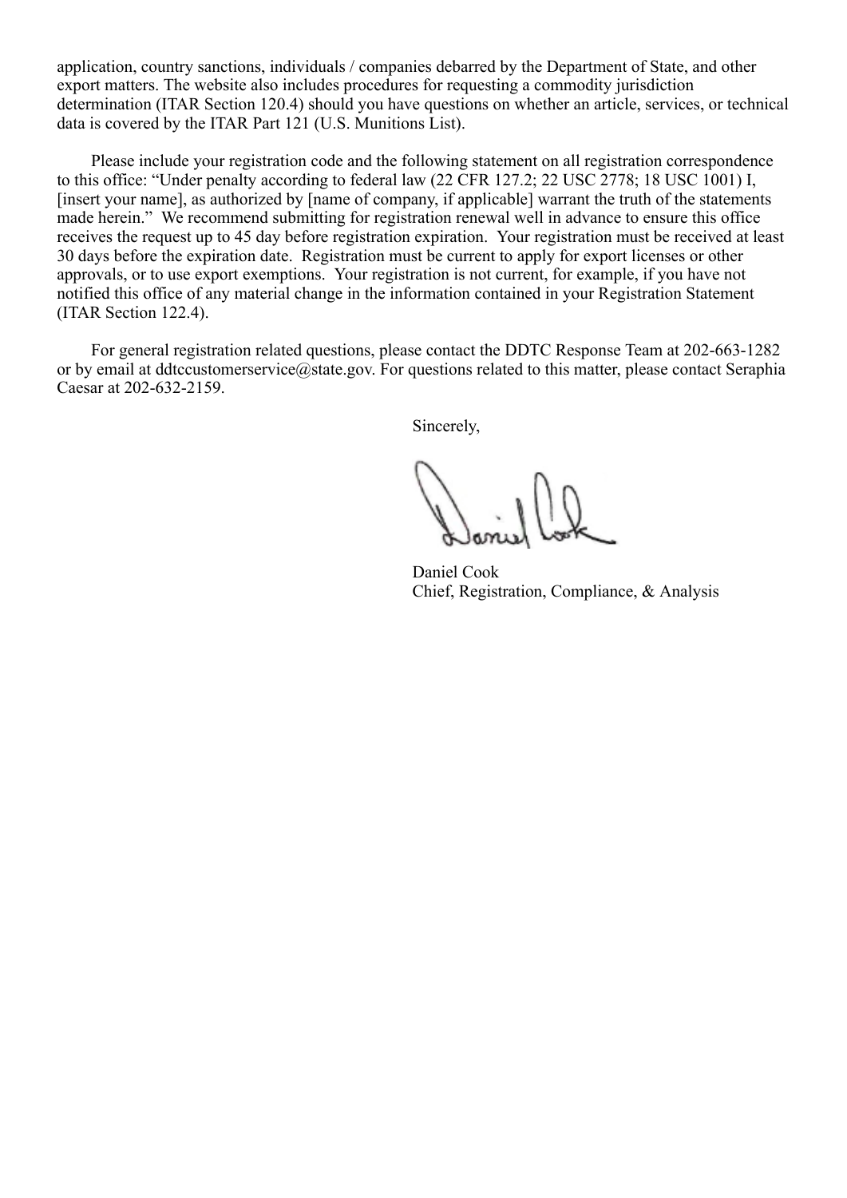application, country sanctions, individuals / companies debarred by the Department of State, and other export matters. The website also includes procedures for requesting a commodity jurisdiction determination (ITAR Section 120.4) should you have questions on whether an article, services, or technical data is covered by the ITAR Part 121 (U.S. Munitions List).

Please include your registration code and the following statement on all registration correspondence to this office: "Under penalty according to federal law (22 CFR 127.2; 22 USC 2778; 18 USC 1001) I, [insert your name], as authorized by [name of company, if applicable] warrant the truth of the statements made herein." We recommend submitting for registration renewal well in advance to ensure this office receives the request up to 45 day before registration expiration. Your registration must be received at least 30 days before the expiration date. Registration must be current to apply for export licenses or other approvals, or to use export exemptions. Your registration is not current, for example, if you have not notified this office of any material change in the information contained in your Registration Statement (ITAR Section 122.4).

For general registration related questions, please contact the DDTC Response Team at 202-663-1282 or by email at ddtccustomerservice@state.gov. For questions related to this matter, please contact Seraphia Caesar at 202-632-2159.

Sincerely,

Daniel Cook
Chief, Registration, Compliance, & Analysis